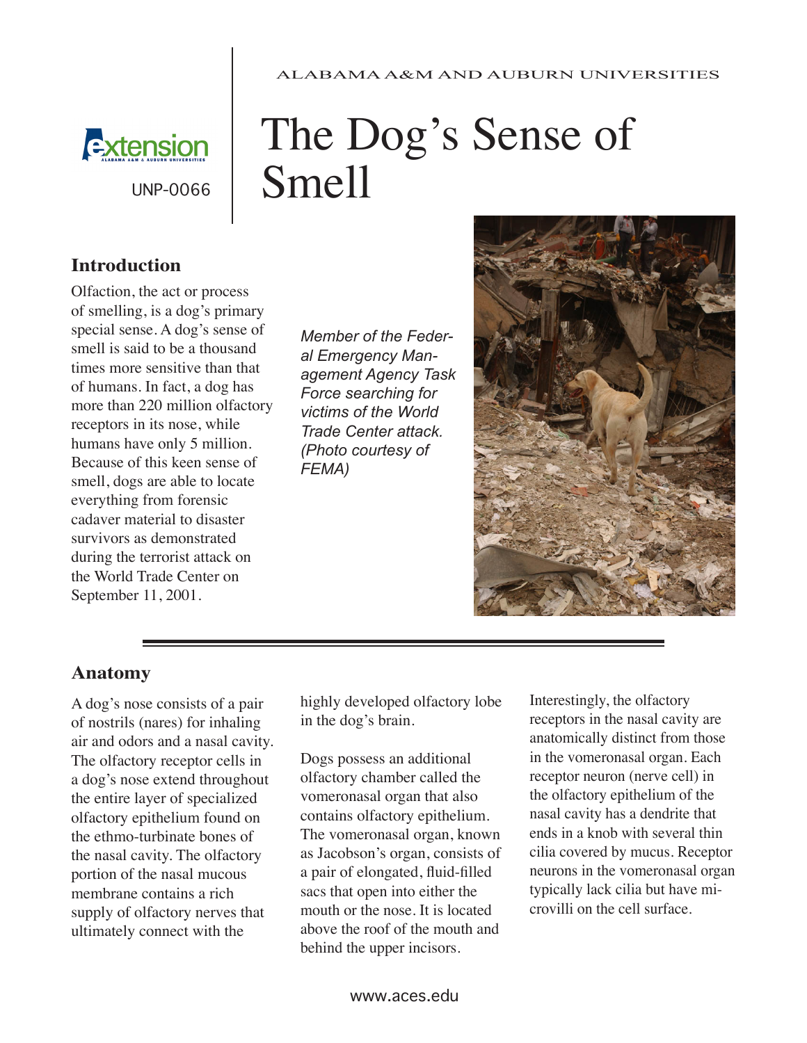ALABAMA A&M AND AUBURN UNIVERSITIES

UNP-0066

# The Dog's Sense of Smell

## Introduction

Olfaction, the act or process of smelling, is a dog's primary special sense. A dog's sense of smell is said to be a thousand times more sensitive than that of humans. In fact, a dog has more than 220 million olfactory receptors in its nose, while humans have only 5 million. Because of this keen sense of smell, dogs are able to locate everything from forensic cadaver material to disaster survivors as demonstrated during the terrorist attack on the World Trade Center on September 11, 2001.

*Member of the Federal Emergency Management Agency Task Force searching for victims of the World Trade Center attack. (Photo courtesy of FEMA)*

## Anatomy

A dog's nose consists of a pair of nostrils (nares) for inhaling air and odors and a nasal cavity. The olfactory receptor cells in a dog's nose extend throughout the entire layer of specialized olfactory epithelium found on the ethmo-turbinate bones of the nasal cavity. The olfactory portion of the nasal mucous membrane contains a rich supply of olfactory nerves that ultimately connect with the highly developed olfactory lobe in the dog's brain.

Dogs possess an additional olfactory chamber called the vomeronasal organ that also contains olfactory epithelium. The vomeronasal organ, known as Jacobson's organ, consists of a pair of elongated, fluid-filled sacs that open into either the mouth or the nose. It is located above the roof of the mouth and behind the upper incisors.

Interestingly, the olfactory receptors in the nasal cavity are anatomically distinct from those in the vomeronasal organ. Each receptor neuron (nerve cell) in the olfactory epithelium of the nasal cavity has a dendrite that ends in a knob with several thin cilia covered by mucus. Receptor neurons in the vomeronasal organ typically lack cilia but have microvilli on the cell surface.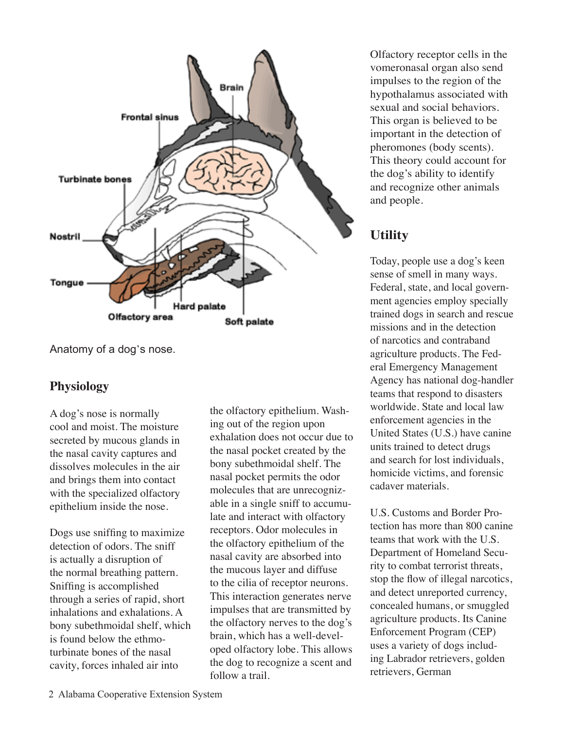Anatomy of a dog's nose.

## Physiology

A dog's nose is normally cool and moist. The moisture secreted by mucous glands in the nasal cavity captures and dissolves molecules in the air and brings them into contact with the specialized olfactory epithelium inside the nose.

Dogs use sniffing to maximize detection of odors. The sniff is actually a disruption of the normal breathing pattern. Sniffing is accomplished through a series of rapid, short inhalations and exhalations. A bony subethmoidal shelf, which is found below the ethmoturbinate bones of the nasal cavity, forces inhaled air into the olfactory epithelium. Washing out of the region upon exhalation does not occur due to the nasal pocket created by the bony subethmoidal shelf. The nasal pocket permits the odor molecules that are unrecognizable in a single sniff to accumulate and interact with olfactory receptors. Odor molecules in the olfactory epithelium of the nasal cavity are absorbed into the mucous layer and diffuse to the cilia of receptor neurons. This interaction generates nerve impulses that are transmitted by the olfactory nerves to the dog's brain, which has a well-developed olfactory lobe. This allows the dog to recognize a scent and follow a trail.

Olfactory receptor cells in the vomeronasal organ also send impulses to the region of the hypothalamus associated with sexual and social behaviors. This organ is believed to be important in the detection of pheromones (body scents). This theory could account for the dog's ability to identify and recognize other animals and people.

## Utility

Today, people use a dog's keen sense of smell in many ways. Federal, state, and local government agencies employ specially trained dogs in search and rescue missions and in the detection of narcotics and contraband agriculture products. The Federal Emergency Management Agency has national dog-handler teams that respond to disasters worldwide. State and local law enforcement agencies in the United States (U.S.) have canine units trained to detect drugs and search for lost individuals, homicide victims, and forensic cadaver materials.

U.S. Customs and Border Protection has more than 800 canine teams that work with the U.S. Department of Homeland Security to combat terrorist threats, stop the flow of illegal narcotics, and detect unreported currency, concealed humans, or smuggled agriculture products. Its Canine Enforcement Program (CEP) uses a variety of dogs including Labrador retrievers, golden retrievers, German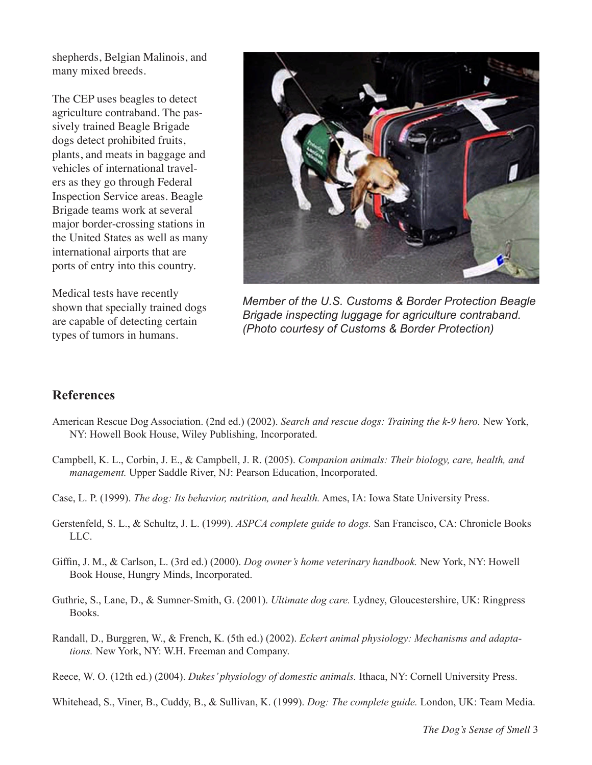shepherds, Belgian Malinois, and many mixed breeds.

The CEP uses beagles to detect agriculture contraband. The passively trained Beagle Brigade dogs detect prohibited fruits, plants, and meats in baggage and vehicles of international travelers as they go through Federal Inspection Service areas. Beagle Brigade teams work at several major border-crossing stations in the United States as well as many international airports that are ports of entry into this country.

Medical tests have recently shown that specially trained dogs are capable of detecting certain types of tumors in humans.

*Member of the U.S. Customs & Border Protection Beagle Brigade inspecting luggage for agriculture contraband. (Photo courtesy of Customs & Border Protection)*

## References

American Rescue Dog Association. (2nd ed.) (2002). *Search and rescue dogs: Training the k-9 hero.* New York, NY: Howell Book House, Wiley Publishing, Incorporated.

Campbell, K. L., Corbin, J. E., & Campbell, J. R. (2005). *Companion animals: Their biology, care, health, and management.* Upper Saddle River, NJ: Pearson Education, Incorporated.

Case, L. P. (1999). *The dog: Its behavior, nutrition, and health.* Ames, IA: Iowa State University Press.

Gerstenfeld, S. L., & Schultz, J. L. (1999). *ASPCA complete guide to dogs.* San Francisco, CA: Chronicle Books LLC.

Giffin, J. M., & Carlson, L. (3rd ed.) (2000). *Dog owner's home veterinary handbook.* New York, NY: Howell Book House, Hungry Minds, Incorporated.

Guthrie, S., Lane, D., & Sumner-Smith, G. (2001). *Ultimate dog care.* Lydney, Gloucestershire, UK: Ringpress Books.

Randall, D., Burggren, W., & French, K. (5th ed.) (2002). *Eckert animal physiology: Mechanisms and adaptations.* New York, NY: W.H. Freeman and Company.

Reece, W. O. (12th ed.) (2004). *Dukes' physiology of domestic animals.* Ithaca, NY: Cornell University Press.

Whitehead, S., Viner, B., Cuddy, B., & Sullivan, K. (1999). *Dog: The complete guide.* London, UK: Team Media.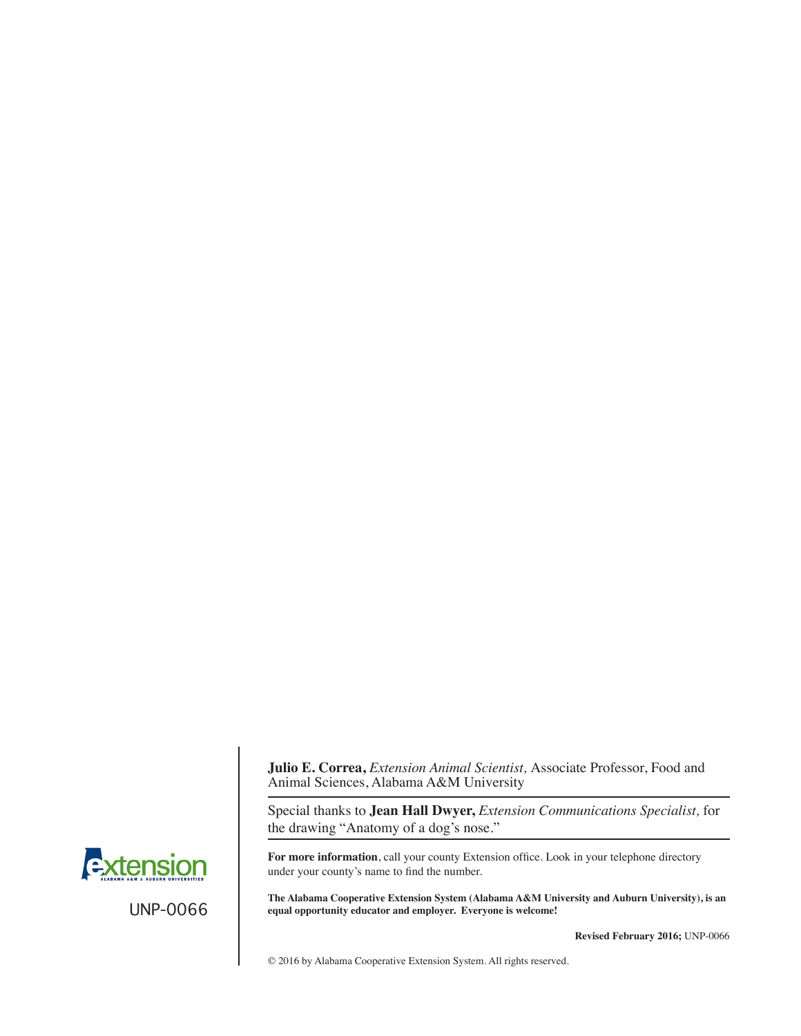**Julio E. Correa,** *Extension Animal Scientist,* Associate Professor, Food and Animal Sciences, Alabama A&M University

Special thanks to **Jean Hall Dwyer,** *Extension Communications Specialist,* for the drawing "Anatomy of a dog's nose."

**For more information**, call your county Extension office. Look in your telephone directory under your county's name to find the number.

**The Alabama Cooperative Extension System (Alabama A&M University and Auburn University), is an equal opportunity educator and employer. Everyone is welcome!**

**Revised February 2016;** UNP-0066

© 2016 by Alabama Cooperative Extension System. All rights reserved.

extension
ALABAMA A&M & AUBURN UNIVERSITIES

UNP-0066